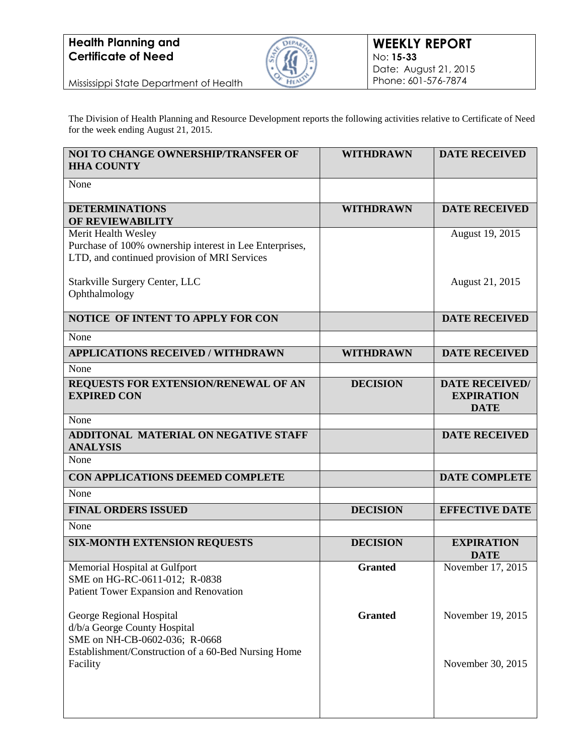**Health Planning and Certificate of Need**

Mississippi State Department of Health

**WEEKLY REPORT**
No: **15-33**
Date: August 21, 2015
Phone: 601-576-7874

The Division of Health Planning and Resource Development reports the following activities relative to Certificate of Need for the week ending August 21, 2015.

| NOI TO CHANGE OWNERSHIP/TRANSFER OF HHA COUNTY | WITHDRAWN | DATE RECEIVED |
|---|---|---|
| None | | |
| **DETERMINATIONS OF REVIEWABILITY** | **WITHDRAWN** | **DATE RECEIVED** |
| Merit Health Wesley<br>Purchase of 100% ownership interest in Lee Enterprises, LTD, and continued provision of MRI Services | | August 19, 2015 |
| Starkville Surgery Center, LLC<br>Ophthalmology | | August 21, 2015 |
| **NOTICE OF INTENT TO APPLY FOR CON** | | **DATE RECEIVED** |
| None | | |
| **APPLICATIONS RECEIVED / WITHDRAWN** | **WITHDRAWN** | **DATE RECEIVED** |
| None | | |
| **REQUESTS FOR EXTENSION/RENEWAL OF AN EXPIRED CON** | **DECISION** | **DATE RECEIVED/ EXPIRATION DATE** |
| None | | |
| **ADDITONAL MATERIAL ON NEGATIVE STAFF ANALYSIS** | | **DATE RECEIVED** |
| None | | |
| **CON APPLICATIONS DEEMED COMPLETE** | | **DATE COMPLETE** |
| None | | |
| **FINAL ORDERS ISSUED** | **DECISION** | **EFFECTIVE DATE** |
| None | | |
| **SIX-MONTH EXTENSION REQUESTS** | **DECISION** | **EXPIRATION DATE** |
| Memorial Hospital at Gulfport<br>SME on HG-RC-0611-012; R-0838<br>Patient Tower Expansion and Renovation | **Granted** | November 17, 2015 |
| George Regional Hospital<br>d/b/a George County Hospital<br>SME on NH-CB-0602-036; R-0668<br>Establishment/Construction of a 60-Bed Nursing Home Facility | **Granted** | November 19, 2015<br><br>November 30, 2015 |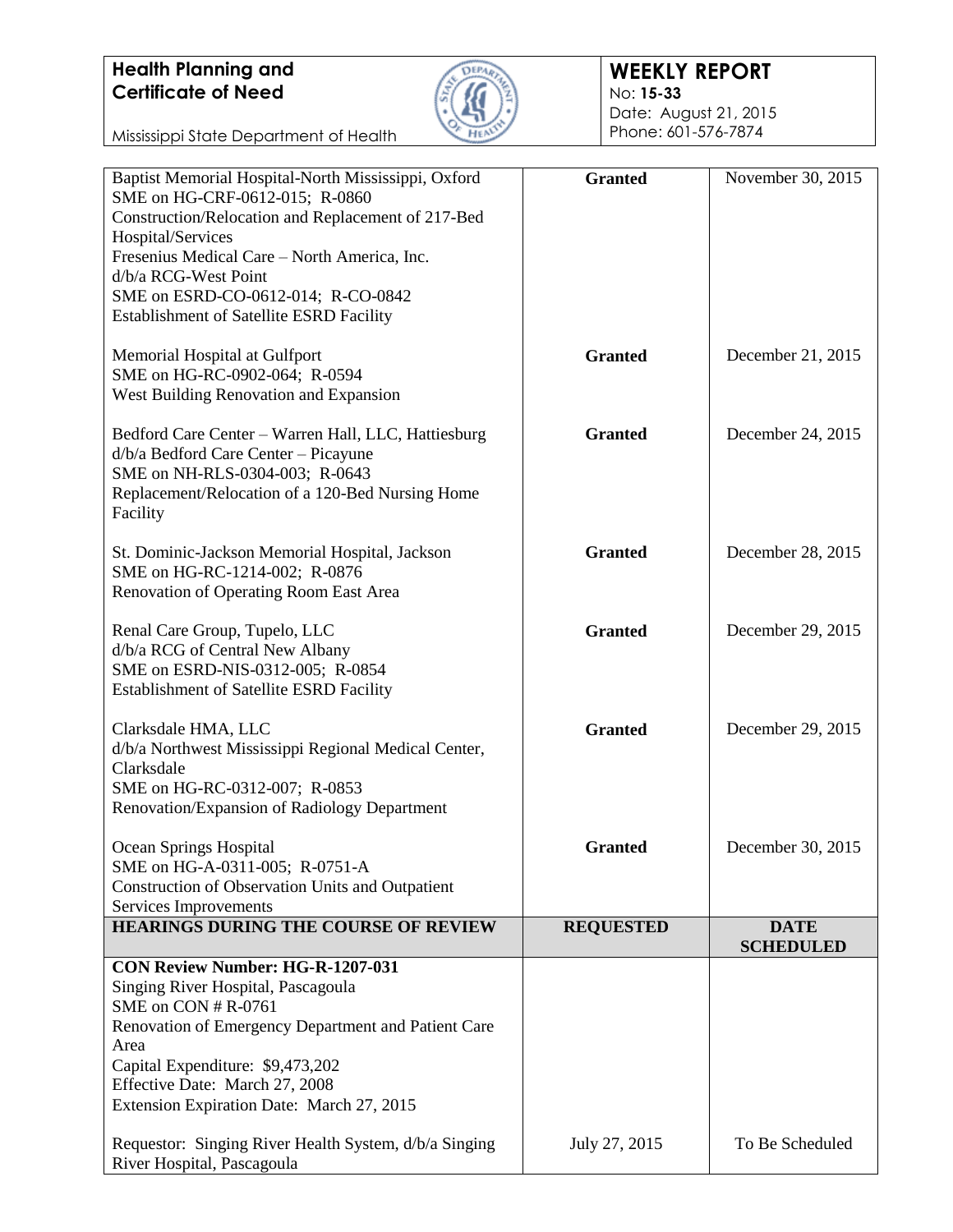| | | |
|---|---|---|
| Baptist Memorial Hospital-North Mississippi, Oxford<br>SME on HG-CRF-0612-015; R-0860<br>Construction/Relocation and Replacement of 217-Bed Hospital/Services<br>Fresenius Medical Care – North America, Inc.<br>d/b/a RCG-West Point<br>SME on ESRD-CO-0612-014; R-CO-0842<br>Establishment of Satellite ESRD Facility | **Granted** | November 30, 2015 |
| Memorial Hospital at Gulfport<br>SME on HG-RC-0902-064; R-0594<br>West Building Renovation and Expansion | **Granted** | December 21, 2015 |
| Bedford Care Center – Warren Hall, LLC, Hattiesburg<br>d/b/a Bedford Care Center – Picayune<br>SME on NH-RLS-0304-003; R-0643<br>Replacement/Relocation of a 120-Bed Nursing Home Facility | **Granted** | December 24, 2015 |
| St. Dominic-Jackson Memorial Hospital, Jackson<br>SME on HG-RC-1214-002; R-0876<br>Renovation of Operating Room East Area | **Granted** | December 28, 2015 |
| Renal Care Group, Tupelo, LLC<br>d/b/a RCG of Central New Albany<br>SME on ESRD-NIS-0312-005; R-0854<br>Establishment of Satellite ESRD Facility | **Granted** | December 29, 2015 |
| Clarksdale HMA, LLC<br>d/b/a Northwest Mississippi Regional Medical Center, Clarksdale<br>SME on HG-RC-0312-007; R-0853<br>Renovation/Expansion of Radiology Department | **Granted** | December 29, 2015 |
| Ocean Springs Hospital<br>SME on HG-A-0311-005; R-0751-A<br>Construction of Observation Units and Outpatient Services Improvements | **Granted** | December 30, 2015 |

| HEARINGS DURING THE COURSE OF REVIEW | REQUESTED | DATE SCHEDULED |
|---|---|---|
| **CON Review Number: HG-R-1207-031**<br>Singing River Hospital, Pascagoula<br>SME on CON # R-0761<br>Renovation of Emergency Department and Patient Care Area<br>Capital Expenditure: $9,473,202<br>Effective Date: March 27, 2008<br>Extension Expiration Date: March 27, 2015 | | |
| Requestor: Singing River Health System, d/b/a Singing River Hospital, Pascagoula | July 27, 2015 | To Be Scheduled |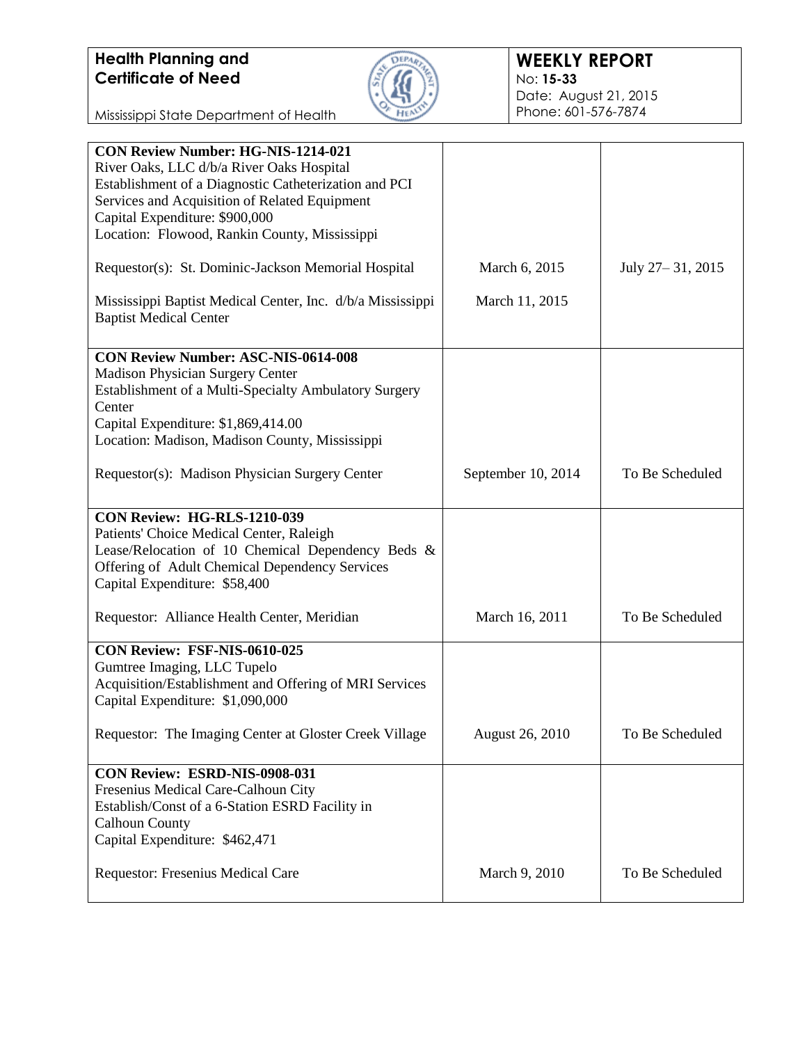| | | |
|---|---|---|
| **CON Review Number: HG-NIS-1214-021**<br>River Oaks, LLC d/b/a River Oaks Hospital<br>Establishment of a Diagnostic Catheterization and PCI Services and Acquisition of Related Equipment<br>Capital Expenditure: $900,000<br>Location: Flowood, Rankin County, Mississippi<br><br>Requestor(s): St. Dominic-Jackson Memorial Hospital<br><br>Mississippi Baptist Medical Center, Inc. d/b/a Mississippi Baptist Medical Center | <br><br><br><br><br><br>March 6, 2015<br><br>March 11, 2015 | <br><br><br><br><br><br>July 27– 31, 2015 |
| **CON Review Number: ASC-NIS-0614-008**<br>Madison Physician Surgery Center<br>Establishment of a Multi-Specialty Ambulatory Surgery Center<br>Capital Expenditure: $1,869,414.00<br>Location: Madison, Madison County, Mississippi<br><br>Requestor(s): Madison Physician Surgery Center | <br><br><br><br><br><br>September 10, 2014 | <br><br><br><br><br><br>To Be Scheduled |
| **CON Review: HG-RLS-1210-039**<br>Patients' Choice Medical Center, Raleigh<br>Lease/Relocation of 10 Chemical Dependency Beds & Offering of Adult Chemical Dependency Services<br>Capital Expenditure: $58,400<br><br>Requestor: Alliance Health Center, Meridian | <br><br><br><br><br><br>March 16, 2011 | <br><br><br><br><br><br>To Be Scheduled |
| **CON Review: FSF-NIS-0610-025**<br>Gumtree Imaging, LLC Tupelo<br>Acquisition/Establishment and Offering of MRI Services<br>Capital Expenditure: $1,090,000<br><br>Requestor: The Imaging Center at Gloster Creek Village | <br><br><br><br><br>August 26, 2010 | <br><br><br><br><br>To Be Scheduled |
| **CON Review: ESRD-NIS-0908-031**<br>Fresenius Medical Care-Calhoun City<br>Establish/Const of a 6-Station ESRD Facility in Calhoun County<br>Capital Expenditure: $462,471<br><br>Requestor: Fresenius Medical Care | <br><br><br><br><br><br>March 9, 2010 | <br><br><br><br><br><br>To Be Scheduled |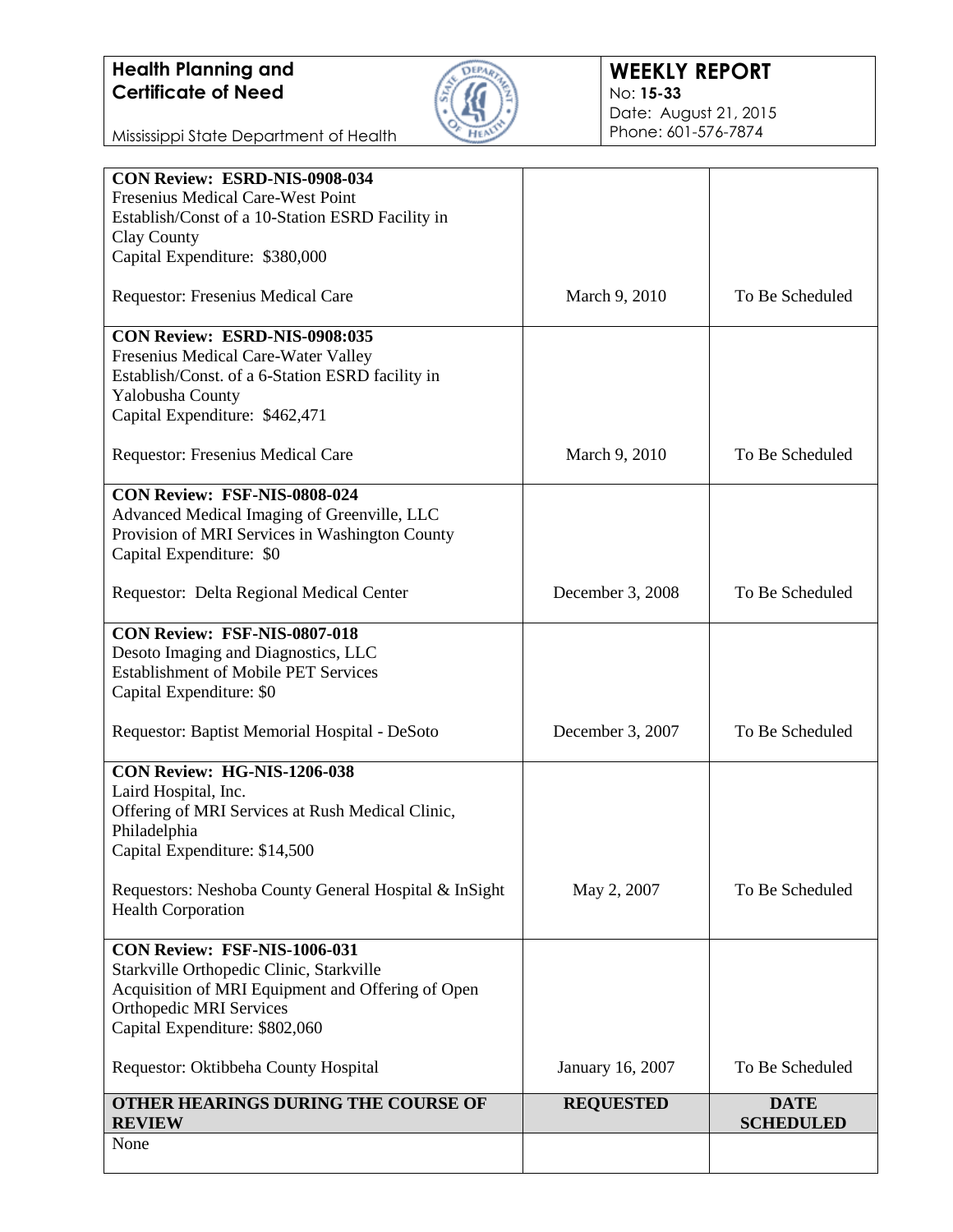| | | |
|---|---|---|
| **CON Review: ESRD-NIS-0908-034**<br>Fresenius Medical Care-West Point<br>Establish/Const of a 10-Station ESRD Facility in Clay County<br>Capital Expenditure: $380,000<br><br>Requestor: Fresenius Medical Care | March 9, 2010 | To Be Scheduled |
| **CON Review: ESRD-NIS-0908:035**<br>Fresenius Medical Care-Water Valley<br>Establish/Const. of a 6-Station ESRD facility in Yalobusha County<br>Capital Expenditure: $462,471<br><br>Requestor: Fresenius Medical Care | March 9, 2010 | To Be Scheduled |
| **CON Review: FSF-NIS-0808-024**<br>Advanced Medical Imaging of Greenville, LLC<br>Provision of MRI Services in Washington County<br>Capital Expenditure: $0<br><br>Requestor: Delta Regional Medical Center | December 3, 2008 | To Be Scheduled |
| **CON Review: FSF-NIS-0807-018**<br>Desoto Imaging and Diagnostics, LLC<br>Establishment of Mobile PET Services<br>Capital Expenditure: $0<br><br>Requestor: Baptist Memorial Hospital - DeSoto | December 3, 2007 | To Be Scheduled |
| **CON Review: HG-NIS-1206-038**<br>Laird Hospital, Inc.<br>Offering of MRI Services at Rush Medical Clinic, Philadelphia<br>Capital Expenditure: $14,500<br><br>Requestors: Neshoba County General Hospital & InSight Health Corporation | May 2, 2007 | To Be Scheduled |
| **CON Review: FSF-NIS-1006-031**<br>Starkville Orthopedic Clinic, Starkville<br>Acquisition of MRI Equipment and Offering of Open Orthopedic MRI Services<br>Capital Expenditure: $802,060<br><br>Requestor: Oktibbeha County Hospital | January 16, 2007 | To Be Scheduled |

| **OTHER HEARINGS DURING THE COURSE OF REVIEW** | **REQUESTED** | **DATE SCHEDULED** |
|---|---|---|
| None | | |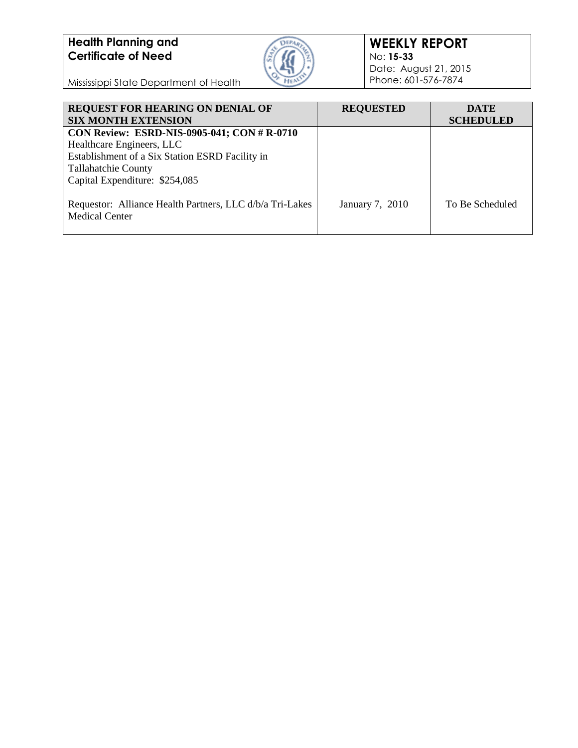| REQUEST FOR HEARING ON DENIAL OF SIX MONTH EXTENSION | REQUESTED | DATE SCHEDULED |
|---|---|---|
| **CON Review: ESRD-NIS-0905-041; CON # R-0710**<br>Healthcare Engineers, LLC<br>Establishment of a Six Station ESRD Facility in Tallahatchie County<br>Capital Expenditure: $254,085<br><br>Requestor: Alliance Health Partners, LLC d/b/a Tri-Lakes Medical Center | January 7, 2010 | To Be Scheduled |